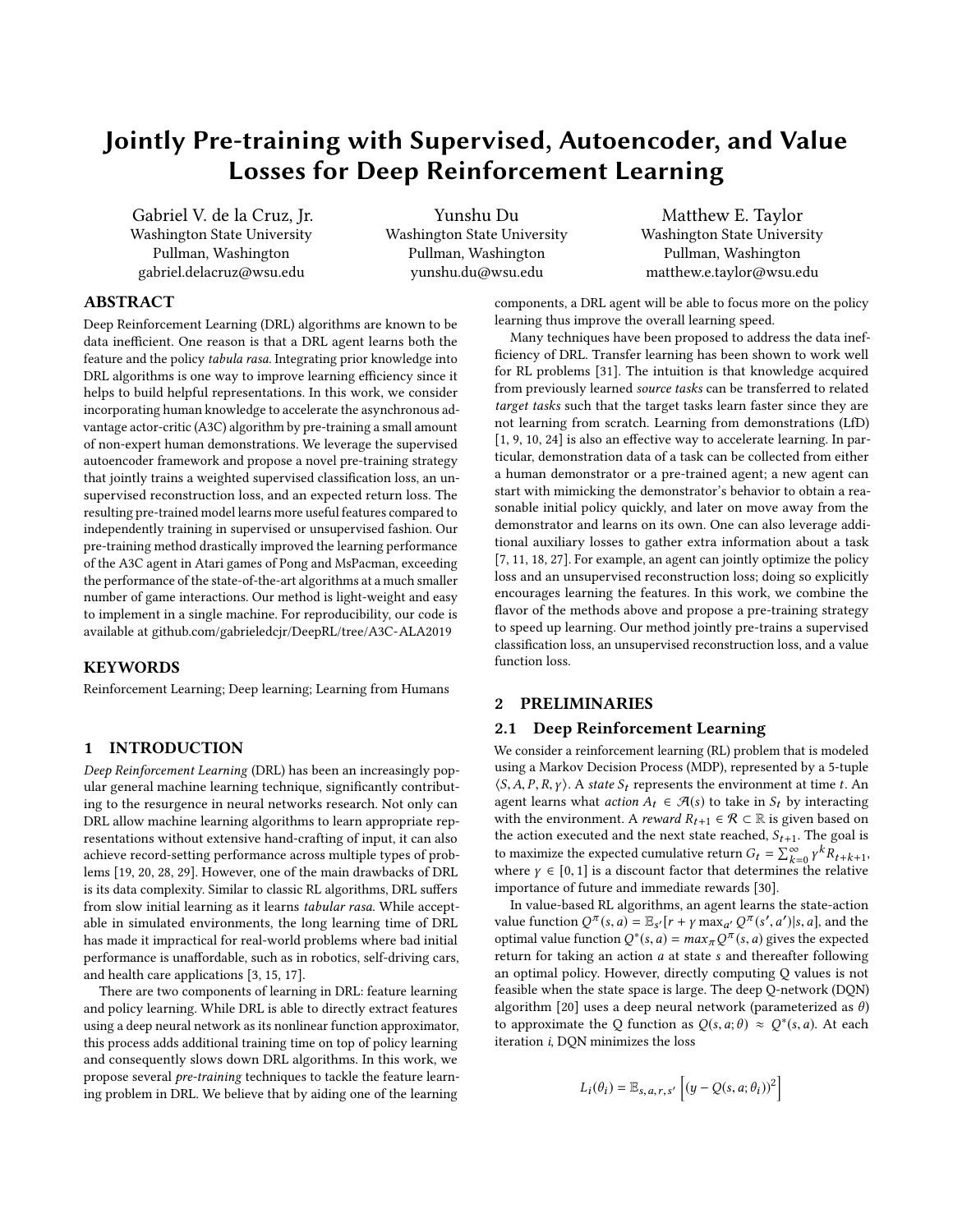# Jointly Pre-training with Supervised, Autoencoder, and Value Losses for Deep Reinforcement Learning

Gabriel V. de la Cruz, Jr.
Washington State University
Pullman, Washington
gabriel.delacruz@wsu.edu

Yunshu Du
Washington State University
Pullman, Washington
yunshu.du@wsu.edu

Matthew E. Taylor
Washington State University
Pullman, Washington
matthew.e.taylor@wsu.edu

## ABSTRACT

Deep Reinforcement Learning (DRL) algorithms are known to be data inefficient. One reason is that a DRL agent learns both the feature and the policy *tabula rasa*. Integrating prior knowledge into DRL algorithms is one way to improve learning efficiency since it helps to build helpful representations. In this work, we consider incorporating human knowledge to accelerate the asynchronous advantage actor-critic (A3C) algorithm by pre-training a small amount of non-expert human demonstrations. We leverage the supervised autoencoder framework and propose a novel pre-training strategy that jointly trains a weighted supervised classification loss, an unsupervised reconstruction loss, and an expected return loss. The resulting pre-trained model learns more useful features compared to independently training in supervised or unsupervised fashion. Our pre-training method drastically improved the learning performance of the A3C agent in Atari games of Pong and MsPacman, exceeding the performance of the state-of-the-art algorithms at a much smaller number of game interactions. Our method is light-weight and easy to implement in a single machine. For reproducibility, our code is available at github.com/gabrieledcjr/DeepRL/tree/A3C-ALA2019

## KEYWORDS

Reinforcement Learning; Deep learning; Learning from Humans

## 1 INTRODUCTION

*Deep Reinforcement Learning* (DRL) has been an increasingly popular general machine learning technique, significantly contributing to the resurgence in neural networks research. Not only can DRL allow machine learning algorithms to learn appropriate representations without extensive hand-crafting of input, it can also achieve record-setting performance across multiple types of problems [19, 20, 28, 29]. However, one of the main drawbacks of DRL is its data complexity. Similar to classic RL algorithms, DRL suffers from slow initial learning as it learns *tabular rasa*. While acceptable in simulated environments, the long learning time of DRL has made it impractical for real-world problems where bad initial performance is unaffordable, such as in robotics, self-driving cars, and health care applications [3, 15, 17].

There are two components of learning in DRL: feature learning and policy learning. While DRL is able to directly extract features using a deep neural network as its nonlinear function approximator, this process adds additional training time on top of policy learning and consequently slows down DRL algorithms. In this work, we propose several *pre-training* techniques to tackle the feature learning problem in DRL. We believe that by aiding one of the learning components, a DRL agent will be able to focus more on the policy learning thus improve the overall learning speed.

Many techniques have been proposed to address the data inefficiency of DRL. Transfer learning has been shown to work well for RL problems [31]. The intuition is that knowledge acquired from previously learned *source tasks* can be transferred to related *target tasks* such that the target tasks learn faster since they are not learning from scratch. Learning from demonstrations (LfD) [1, 9, 10, 24] is also an effective way to accelerate learning. In particular, demonstration data of a task can be collected from either a human demonstrator or a pre-trained agent; a new agent can start with mimicking the demonstrator's behavior to obtain a reasonable initial policy quickly, and later on move away from the demonstrator and learns on its own. One can also leverage additional auxiliary losses to gather extra information about a task [7, 11, 18, 27]. For example, an agent can jointly optimize the policy loss and an unsupervised reconstruction loss; doing so explicitly encourages learning the features. In this work, we combine the flavor of the methods above and propose a pre-training strategy to speed up learning. Our method jointly pre-trains a supervised classification loss, an unsupervised reconstruction loss, and a value function loss.

## 2 PRELIMINARIES

### 2.1 Deep Reinforcement Learning

We consider a reinforcement learning (RL) problem that is modeled using a Markov Decision Process (MDP), represented by a 5-tuple $\langle S, A, P, R, \gamma \rangle$. A *state* $S_t$ represents the environment at time $t$. An agent learns what *action* $A_t \in \mathcal{A}(s)$ to take in $S_t$ by interacting with the environment. A *reward* $R_{t+1} \in \mathcal{R} \subset \mathbb{R}$ is given based on the action executed and the next state reached, $S_{t+1}$. The goal is to maximize the expected cumulative return $G_t = \sum_{k=0}^{\infty} \gamma^k R_{t+k+1}$, where $\gamma \in [0, 1]$ is a discount factor that determines the relative importance of future and immediate rewards [30].

In value-based RL algorithms, an agent learns the state-action value function $Q^{\pi}(s, a) = \mathbb{E}_{s'}[r + \gamma \max_{a'} Q^{\pi}(s', a')|s, a]$, and the optimal value function $Q^{*}(s, a) = max_{\pi} Q^{\pi}(s, a)$ gives the expected return for taking an action $a$ at state $s$ and thereafter following an optimal policy. However, directly computing Q values is not feasible when the state space is large. The deep Q-network (DQN) algorithm [20] uses a deep neural network (parameterized as $\theta$) to approximate the Q function as $Q(s, a; \theta) \approx Q^{*}(s, a)$. At each iteration $i$, DQN minimizes the loss

$$L_i(\theta_i) = \mathbb{E}_{s,a,r,s'}\left[(y - Q(s, a; \theta_i))^2\right]$$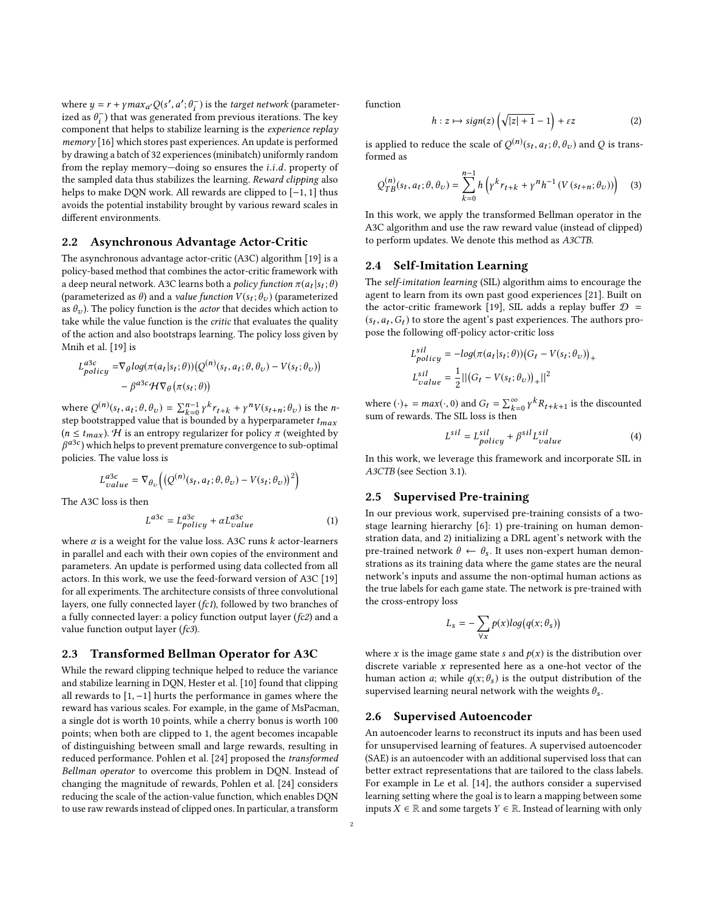where $y = r + \gamma max_{a'} Q(s', a'; \theta_i^-)$ is the *target network* (parameterized as $\theta_i^-$) that was generated from previous iterations. The key component that helps to stabilize learning is the *experience replay memory* [16] which stores past experiences. An update is performed by drawing a batch of 32 experiences (minibatch) uniformly random from the replay memory—doing so ensures the *i.i.d.* property of the sampled data thus stabilizes the learning. *Reward clipping* also helps to make DQN work. All rewards are clipped to $[-1, 1]$ thus avoids the potential instability brought by various reward scales in different environments.

## 2.2 Asynchronous Advantage Actor-Critic

The asynchronous advantage actor-critic (A3C) algorithm [19] is a policy-based method that combines the actor-critic framework with a deep neural network. A3C learns both a *policy function* $\pi(a_t|s_t; \theta)$ (parameterized as $\theta$) and a *value function* $V(s_t; \theta_v)$ (parameterized as $\theta_v$). The policy function is the *actor* that decides which action to take while the value function is the *critic* that evaluates the quality of the action and also bootstraps learning. The policy loss given by Mnih et al. [19] is

$$
\begin{aligned}
L^{a3c}_{policy} =& \nabla_\theta log(\pi(a_t|s_t; \theta))\big(Q^{(n)}(s_t, a_t; \theta, \theta_v) - V(s_t; \theta_v)\big) \\
&- \beta^{a3c} \mathcal{H} \nabla_\theta \big(\pi(s_t; \theta)\big)
\end{aligned}
$$

where $Q^{(n)}(s_t, a_t; \theta, \theta_v) = \sum_{k=0}^{n-1} \gamma^k r_{t+k} + \gamma^n V(s_{t+n}; \theta_v)$ is the $n$-step bootstrapped value that is bounded by a hyperparameter $t_{max}$ ($n \leq t_{max}$). $\mathcal{H}$ is an entropy regularizer for policy $\pi$ (weighted by $\beta^{a3c}$) which helps to prevent premature convergence to sub-optimal policies. The value loss is

$$
L^{a3c}_{value} = \nabla_{\theta_v} \Big( \big(Q^{(n)}(s_t, a_t; \theta, \theta_v) - V(s_t; \theta_v)\big)^2 \Big)
$$

The A3C loss is then

$$
L^{a3c} = L^{a3c}_{policy} + \alpha L^{a3c}_{value} \tag{1}
$$

where $\alpha$ is a weight for the value loss. A3C runs $k$ actor-learners in parallel and each with their own copies of the environment and parameters. An update is performed using data collected from all actors. In this work, we use the feed-forward version of A3C [19] for all experiments. The architecture consists of three convolutional layers, one fully connected layer (*fc1*), followed by two branches of a fully connected layer: a policy function output layer (*fc2*) and a value function output layer (*fc3*).

## 2.3 Transformed Bellman Operator for A3C

While the reward clipping technique helped to reduce the variance and stabilize learning in DQN, Hester et al. [10] found that clipping all rewards to $[1, -1]$ hurts the performance in games where the reward has various scales. For example, in the game of MsPacman, a single dot is worth 10 points, while a cherry bonus is worth 100 points; when both are clipped to 1, the agent becomes incapable of distinguishing between small and large rewards, resulting in reduced performance. Pohlen et al. [24] proposed the *transformed Bellman operator* to overcome this problem in DQN. Instead of changing the magnitude of rewards, Pohlen et al. [24] considers reducing the scale of the action-value function, which enables DQN to use raw rewards instead of clipped ones. In particular, a transform function

$$
h : z \mapsto sign(z) \left( \sqrt{|z| + 1} - 1 \right) + \varepsilon z \tag{2}
$$

is applied to reduce the scale of $Q^{(n)}(s_t, a_t; \theta, \theta_v)$ and $Q$ is transformed as

$$
Q^{(n)}_{TB}(s_t, a_t; \theta, \theta_v) = \sum_{k=0}^{n-1} h\left(\gamma^k r_{t+k} + \gamma^n h^{-1}\left(V\left(s_{t+n}; \theta_v\right)\right)\right) \tag{3}
$$

In this work, we apply the transformed Bellman operator in the A3C algorithm and use the raw reward value (instead of clipped) to perform updates. We denote this method as *A3CTB*.

## 2.4 Self-Imitation Learning

The *self-imitation learning* (SIL) algorithm aims to encourage the agent to learn from its own past good experiences [21]. Built on the actor-critic framework [19], SIL adds a replay buffer $\mathcal{D} = (s_t, a_t, G_t)$ to store the agent's past experiences. The authors propose the following off-policy actor-critic loss

$$
\begin{aligned}
L^{sil}_{policy} &= -log(\pi(a_t|s_t; \theta))\big(G_t - V(s_t; \theta_v)\big)_+ \\
L^{sil}_{value} &= \frac{1}{2} ||\big(G_t - V(s_t; \theta_v)\big)_+||^2
\end{aligned}
$$

where $(\cdot)_+ = max(\cdot, 0)$ and $G_t = \sum_{k=0}^{\infty} \gamma^k R_{t+k+1}$ is the discounted sum of rewards. The SIL loss is then

$$
L^{sil} = L^{sil}_{policy} + \beta^{sil} L^{sil}_{value} \tag{4}
$$

In this work, we leverage this framework and incorporate SIL in *A3CTB* (see Section 3.1).

## 2.5 Supervised Pre-training

In our previous work, supervised pre-training consists of a two-stage learning hierarchy [6]: 1) pre-training on human demonstration data, and 2) initializing a DRL agent's network with the pre-trained network $\theta \leftarrow \theta_s$. It uses non-expert human demonstrations as its training data where the game states are the neural network's inputs and assume the non-optimal human actions as the true labels for each game state. The network is pre-trained with the cross-entropy loss

$$
L_s = -\sum_{\forall x} p(x) log\big(q(x; \theta_s)\big)
$$

where $x$ is the image game state $s$ and $p(x)$ is the distribution over discrete variable $x$ represented here as a one-hot vector of the human action $a$; while $q(x; \theta_s)$ is the output distribution of the supervised learning neural network with the weights $\theta_s$.

## 2.6 Supervised Autoencoder

An autoencoder learns to reconstruct its inputs and has been used for unsupervised learning of features. A supervised autoencoder (SAE) is an autoencoder with an additional supervised loss that can better extract representations that are tailored to the class labels. For example in Le et al. [14], the authors consider a supervised learning setting where the goal is to learn a mapping between some inputs $X \in \mathbb{R}$ and some targets $Y \in \mathbb{R}$. Instead of learning with only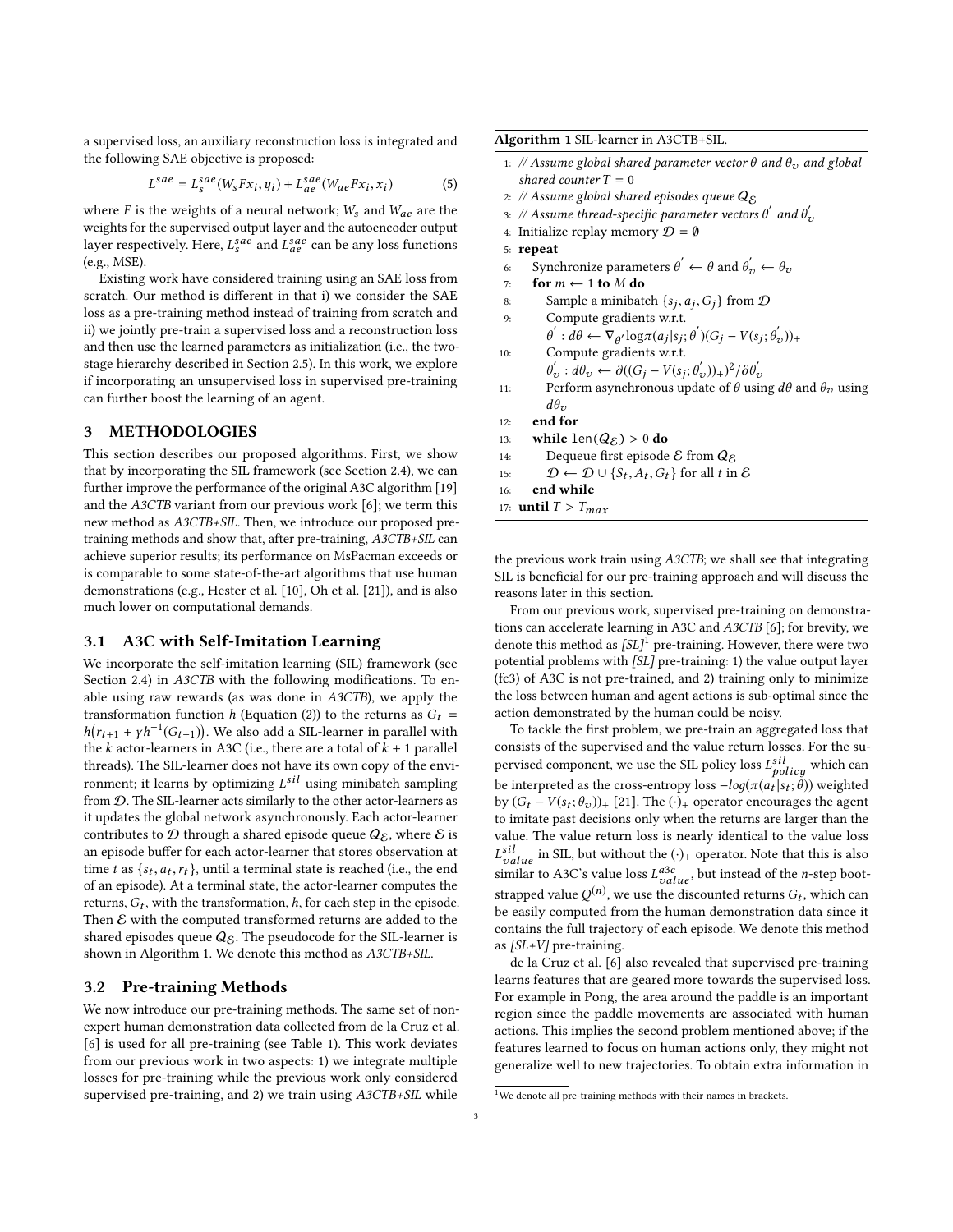a supervised loss, an auxiliary reconstruction loss is integrated and the following SAE objective is proposed:

$$L^{sae} = L_s^{sae}(W_s F x_i, y_i) + L_{ae}^{sae}(W_{ae} F x_i, x_i) \tag{5}$$

where $F$ is the weights of a neural network; $W_s$ and $W_{ae}$ are the weights for the supervised output layer and the autoencoder output layer respectively. Here, $L_s^{sae}$ and $L_{ae}^{sae}$ can be any loss functions (e.g., MSE).

Existing work have considered training using an SAE loss from scratch. Our method is different in that i) we consider the SAE loss as a pre-training method instead of training from scratch and ii) we jointly pre-train a supervised loss and a reconstruction loss and then use the learned parameters as initialization (i.e., the two-stage hierarchy described in Section 2.5). In this work, we explore if incorporating an unsupervised loss in supervised pre-training can further boost the learning of an agent.

## 3 METHODOLOGIES

This section describes our proposed algorithms. First, we show that by incorporating the SIL framework (see Section 2.4), we can further improve the performance of the original A3C algorithm [19] and the *A3CTB* variant from our previous work [6]; we term this new method as *A3CTB+SIL*. Then, we introduce our proposed pre-training methods and show that, after pre-training, *A3CTB+SIL* can achieve superior results; its performance on MsPacman exceeds or is comparable to some state-of-the-art algorithms that use human demonstrations (e.g., Hester et al. [10], Oh et al. [21]), and is also much lower on computational demands.

### 3.1 A3C with Self-Imitation Learning

We incorporate the self-imitation learning (SIL) framework (see Section 2.4) in *A3CTB* with the following modifications. To enable using raw rewards (as was done in *A3CTB*), we apply the transformation function $h$ (Equation (2)) to the returns as $G_t = h\big(r_{t+1} + \gamma h^{-1}(G_{t+1})\big)$. We also add a SIL-learner in parallel with the $k$ actor-learners in A3C (i.e., there are a total of $k+1$ parallel threads). The SIL-learner does not have its own copy of the environment; it learns by optimizing $L^{sil}$ using minibatch sampling from $\mathcal{D}$. The SIL-learner acts similarly to the other actor-learners as it updates the global network asynchronously. Each actor-learner contributes to $\mathcal{D}$ through a shared episode queue $Q_{\mathcal{E}}$, where $\mathcal{E}$ is an episode buffer for each actor-learner that stores observation at time $t$ as $\{s_t, a_t, r_t\}$, until a terminal state is reached (i.e., the end of an episode). At a terminal state, the actor-learner computes the returns, $G_t$, with the transformation, $h$, for each step in the episode. Then $\mathcal{E}$ with the computed transformed returns are added to the shared episodes queue $Q_{\mathcal{E}}$. The pseudocode for the SIL-learner is shown in Algorithm 1. We denote this method as *A3CTB+SIL*.

**Algorithm 1** SIL-learner in A3CTB+SIL.

```
1:  // Assume global shared parameter vector θ and θ_v and global
    shared counter T = 0
2:  // Assume global shared episodes queue Q_E
3:  // Assume thread-specific parameter vectors θ' and θ'_v
4:  Initialize replay memory D = ∅
5:  repeat
6:      Synchronize parameters θ' ← θ and θ'_v ← θ_v
7:      for m ← 1 to M do
8:          Sample a minibatch {s_j, a_j, G_j} from D
9:          Compute gradients w.r.t.
            θ' : dθ ← ∇_θ' log π(a_j|s_j; θ')(G_j − V(s_j; θ'_v))_+
10:         Compute gradients w.r.t.
            θ'_v : dθ_v ← ∂((G_j − V(s_j; θ'_v))_+)^2 / ∂θ'_v
11:         Perform asynchronous update of θ using dθ and θ_v using
            dθ_v
12:     end for
13:     while len(Q_E) > 0 do
14:         Dequeue first episode E from Q_E
15:         D ← D ∪ {S_t, A_t, G_t} for all t in E
16:     end while
17: until T > T_max
```

### 3.2 Pre-training Methods

We now introduce our pre-training methods. The same set of non-expert human demonstration data collected from de la Cruz et al. [6] is used for all pre-training (see Table 1). This work deviates from our previous work in two aspects: 1) we integrate multiple losses for pre-training while the previous work only considered supervised pre-training, and 2) we train using *A3CTB+SIL* while the previous work train using *A3CTB*; we shall see that integrating SIL is beneficial for our pre-training approach and will discuss the reasons later in this section.

From our previous work, supervised pre-training on demonstrations can accelerate learning in A3C and *A3CTB* [6]; for brevity, we denote this method as *[SL]*[1] pre-training. However, there were two potential problems with *[SL]* pre-training: 1) the value output layer (fc3) of A3C is not pre-trained, and 2) training only to minimize the loss between human and agent actions is sub-optimal since the action demonstrated by the human could be noisy.

To tackle the first problem, we pre-train an aggregated loss that consists of the supervised and the value return losses. For the supervised component, we use the SIL policy loss $L_{policy}^{sil}$ which can be interpreted as the cross-entropy loss $-log(\pi(a_t|s_t;\theta))$ weighted by $(G_t - V(s_t;\theta_v))_+$ [21]. The $(\cdot)_+$ operator encourages the agent to imitate past decisions only when the returns are larger than the value. The value return loss is nearly identical to the value loss $L_{value}^{sil}$ in SIL, but without the $(\cdot)_+$ operator. Note that this is also similar to A3C's value loss $L_{value}^{a3c}$, but instead of the $n$-step bootstrapped value $Q^{(n)}$, we use the discounted returns $G_t$, which can be easily computed from the human demonstration data since it contains the full trajectory of each episode. We denote this method as *[SL+V]* pre-training.

de la Cruz et al. [6] also revealed that supervised pre-training learns features that are geared more towards the supervised loss. For example in Pong, the area around the paddle is an important region since the paddle movements are associated with human actions. This implies the second problem mentioned above; if the features learned to focus on human actions only, they might not generalize well to new trajectories. To obtain extra information in

[1] We denote all pre-training methods with their names in brackets.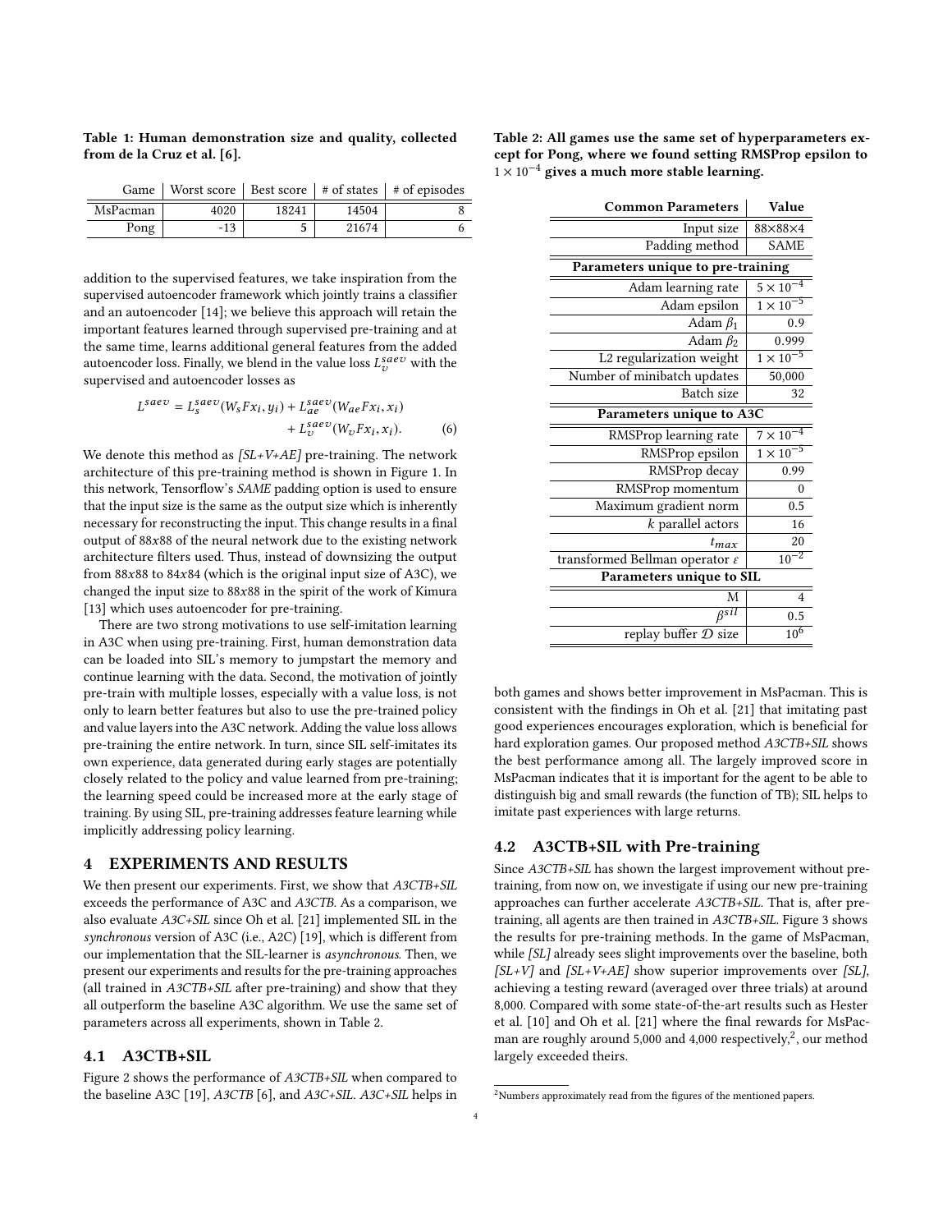Table 1: **Human demonstration size and quality, collected from de la Cruz et al. [6].**

| Game | Worst score | Best score | # of states | # of episodes |
|---|---|---|---|---|
| MsPacman | 4020 | 18241 | 14504 | 8 |
| Pong | -13 | 5 | 21674 | 6 |

addition to the supervised features, we take inspiration from the supervised autoencoder framework which jointly trains a classifier and an autoencoder [14]; we believe this approach will retain the important features learned through supervised pre-training and at the same time, learns additional general features from the added autoencoder loss. Finally, we blend in the value loss $L_v^{saev}$ with the supervised and autoencoder losses as

$$L^{saev} = L_s^{saev}(W_s F x_i, y_i) + L_{ae}^{saev}(W_{ae} F x_i, x_i) + L_v^{saev}(W_v F x_i, x_i). \tag{6}$$

We denote this method as *[SL+V+AE]* pre-training. The network architecture of this pre-training method is shown in Figure 1. In this network, Tensorflow's *SAME* padding option is used to ensure that the input size is the same as the output size which is inherently necessary for reconstructing the input. This change results in a final output of 88x88 of the neural network due to the existing network architecture filters used. Thus, instead of downsizing the output from 88x88 to 84x84 (which is the original input size of A3C), we changed the input size to 88x88 in the spirit of the work of Kimura [13] which uses autoencoder for pre-training.

There are two strong motivations to use self-imitation learning in A3C when using pre-training. First, human demonstration data can be loaded into SIL's memory to jumpstart the memory and continue learning with the data. Second, the motivation of jointly pre-train with multiple losses, especially with a value loss, is not only to learn better features but also to use the pre-trained policy and value layers into the A3C network. Adding the value loss allows pre-training the entire network. In turn, since SIL self-imitates its own experience, data generated during early stages are potentially closely related to the policy and value learned from pre-training; the learning speed could be increased more at the early stage of training. By using SIL, pre-training addresses feature learning while implicitly addressing policy learning.

# 4 EXPERIMENTS AND RESULTS

We then present our experiments. First, we show that *A3CTB+SIL* exceeds the performance of A3C and *A3CTB*. As a comparison, we also evaluate *A3C+SIL* since Oh et al. [21] implemented SIL in the *synchronous* version of A3C (i.e., A2C) [19], which is different from our implementation that the SIL-learner is *asynchronous*. Then, we present our experiments and results for the pre-training approaches (all trained in *A3CTB+SIL* after pre-training) and show that they all outperform the baseline A3C algorithm. We use the same set of parameters across all experiments, shown in Table 2.

## 4.1 A3CTB+SIL

Figure 2 shows the performance of *A3CTB+SIL* when compared to the baseline A3C [19], *A3CTB* [6], and *A3C+SIL*. *A3C+SIL* helps in both games and shows better improvement in MsPacman. This is consistent with the findings in Oh et al. [21] that imitating past good experiences encourages exploration, which is beneficial for hard exploration games. Our proposed method *A3CTB+SIL* shows the best performance among all. The largely improved score in MsPacman indicates that it is important for the agent to be able to distinguish big and small rewards (the function of TB); SIL helps to imitate past experiences with large returns.

Table 2: **All games use the same set of hyperparameters except for Pong, where we found setting RMSProp epsilon to $1 \times 10^{-4}$ gives a much more stable learning.**

| Common Parameters | Value |
|---|---|
| Input size | 88×88×4 |
| Padding method | SAME |
| **Parameters unique to pre-training** | |
| Adam learning rate | $5 \times 10^{-4}$ |
| Adam epsilon | $1 \times 10^{-5}$ |
| Adam $\beta_1$ | 0.9 |
| Adam $\beta_2$ | 0.999 |
| L2 regularization weight | $1 \times 10^{-5}$ |
| Number of minibatch updates | 50,000 |
| Batch size | 32 |
| **Parameters unique to A3C** | |
| RMSProp learning rate | $7 \times 10^{-4}$ |
| RMSProp epsilon | $1 \times 10^{-5}$ |
| RMSProp decay | 0.99 |
| RMSProp momentum | 0 |
| Maximum gradient norm | 0.5 |
| $k$ parallel actors | 16 |
| $t_{max}$ | 20 |
| transformed Bellman operator $\varepsilon$ | $10^{-2}$ |
| **Parameters unique to SIL** | |
| M | 4 |
| $\beta^{sil}$ | 0.5 |
| replay buffer $\mathcal{D}$ size | $10^6$ |

## 4.2 A3CTB+SIL with Pre-training

Since *A3CTB+SIL* has shown the largest improvement without pre-training, from now on, we investigate if using our new pre-training approaches can further accelerate *A3CTB+SIL*. That is, after pre-training, all agents are then trained in *A3CTB+SIL*. Figure 3 shows the results for pre-training methods. In the game of MsPacman, while *[SL]* already sees slight improvements over the baseline, both *[SL+V]* and *[SL+V+AE]* show superior improvements over *[SL]*, achieving a testing reward (averaged over three trials) at around 8,000. Compared with some state-of-the-art results such as Hester et al. [10] and Oh et al. [21] where the final rewards for MsPacman are roughly around 5,000 and 4,000 respectively,[2], our method largely exceeded theirs.

[2] Numbers approximately read from the figures of the mentioned papers.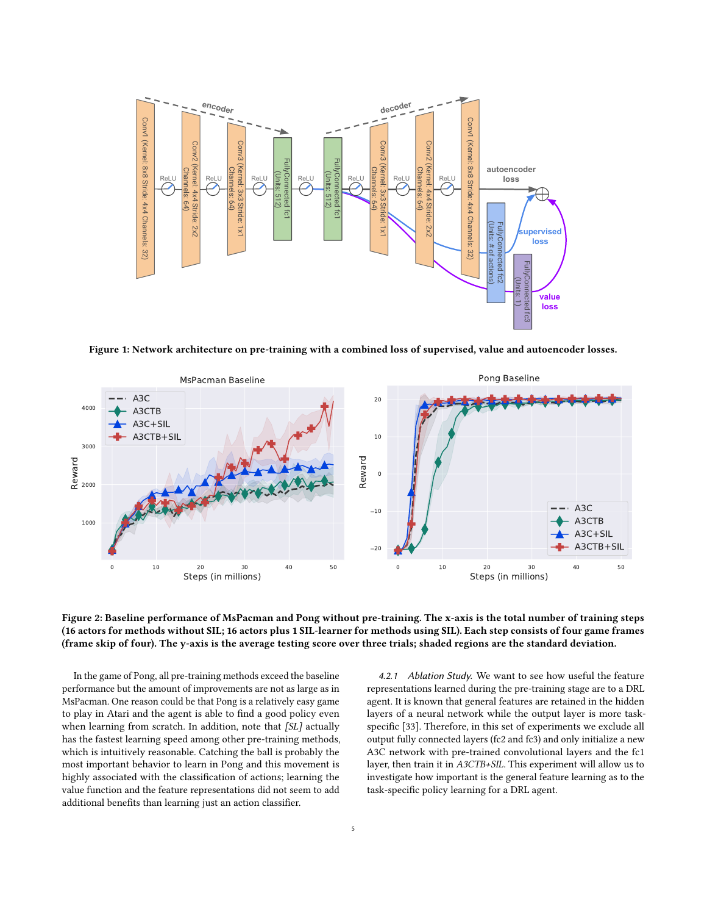**Figure 1: Network architecture on pre-training with a combined loss of supervised, value and autoencoder losses.**

**Figure 2: Baseline performance of MsPacman and Pong without pre-training. The x-axis is the total number of training steps (16 actors for methods without SIL; 16 actors plus 1 SIL-learner for methods using SIL). Each step consists of four game frames (frame skip of four). The y-axis is the average testing score over three trials; shaded regions are the standard deviation.**

In the game of Pong, all pre-training methods exceed the baseline performance but the amount of improvements are not as large as in MsPacman. One reason could be that Pong is a relatively easy game to play in Atari and the agent is able to find a good policy even when learning from scratch. In addition, note that *[SL]* actually has the fastest learning speed among other pre-training methods, which is intuitively reasonable. Catching the ball is probably the most important behavior to learn in Pong and this movement is highly associated with the classification of actions; learning the value function and the feature representations did not seem to add additional benefits than learning just an action classifier.

*4.2.1 Ablation Study.* We want to see how useful the feature representations learned during the pre-training stage are to a DRL agent. It is known that general features are retained in the hidden layers of a neural network while the output layer is more task-specific [33]. Therefore, in this set of experiments we exclude all output fully connected layers (fc2 and fc3) and only initialize a new A3C network with pre-trained convolutional layers and the fc1 layer, then train it in *A3CTB+SIL*. This experiment will allow us to investigate how important is the general feature learning as to the task-specific policy learning for a DRL agent.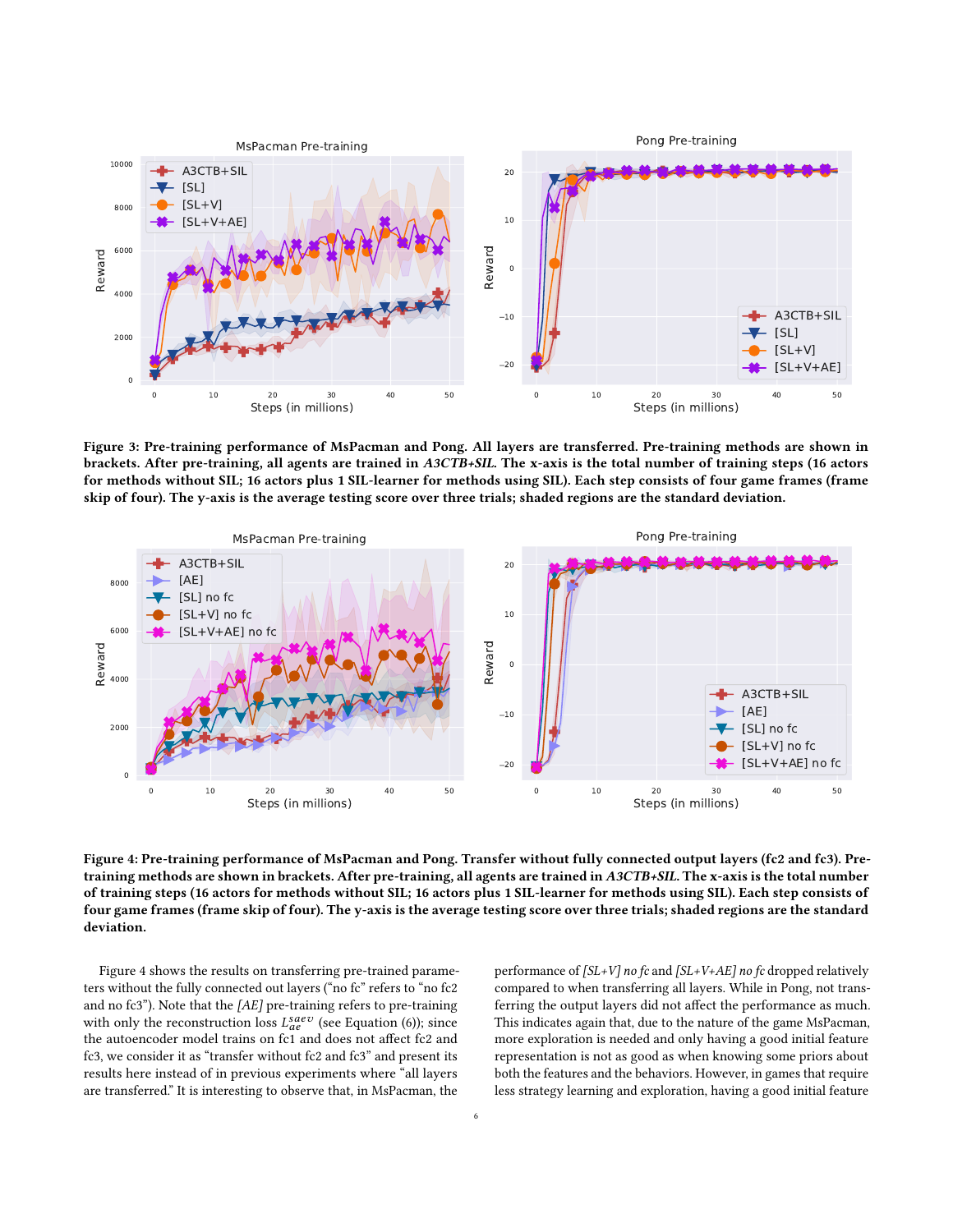**Figure 3: Pre-training performance of MsPacman and Pong. All layers are transferred. Pre-training methods are shown in brackets. After pre-training, all agents are trained in *A3CTB+SIL*. The x-axis is the total number of training steps (16 actors for methods without SIL; 16 actors plus 1 SIL-learner for methods using SIL). Each step consists of four game frames (frame skip of four). The y-axis is the average testing score over three trials; shaded regions are the standard deviation.**

**Figure 4: Pre-training performance of MsPacman and Pong. Transfer without fully connected output layers (fc2 and fc3). Pre-training methods are shown in brackets. After pre-training, all agents are trained in *A3CTB+SIL*. The x-axis is the total number of training steps (16 actors for methods without SIL; 16 actors plus 1 SIL-learner for methods using SIL). Each step consists of four game frames (frame skip of four). The y-axis is the average testing score over three trials; shaded regions are the standard deviation.**

Figure 4 shows the results on transferring pre-trained parameters without the fully connected out layers ("no fc" refers to "no fc2 and no fc3"). Note that the *[AE]* pre-training refers to pre-training with only the reconstruction loss $L_{ae}^{saev}$ (see Equation (6)); since the autoencoder model trains on fc1 and does not affect fc2 and fc3, we consider it as "transfer without fc2 and fc3" and present its results here instead of in previous experiments where "all layers are transferred." It is interesting to observe that, in MsPacman, the performance of *[SL+V] no fc* and *[SL+V+AE] no fc* dropped relatively compared to when transferring all layers. While in Pong, not transferring the output layers did not affect the performance as much. This indicates again that, due to the nature of the game MsPacman, more exploration is needed and only having a good initial feature representation is not as good as when knowing some priors about both the features and the behaviors. However, in games that require less strategy learning and exploration, having a good initial feature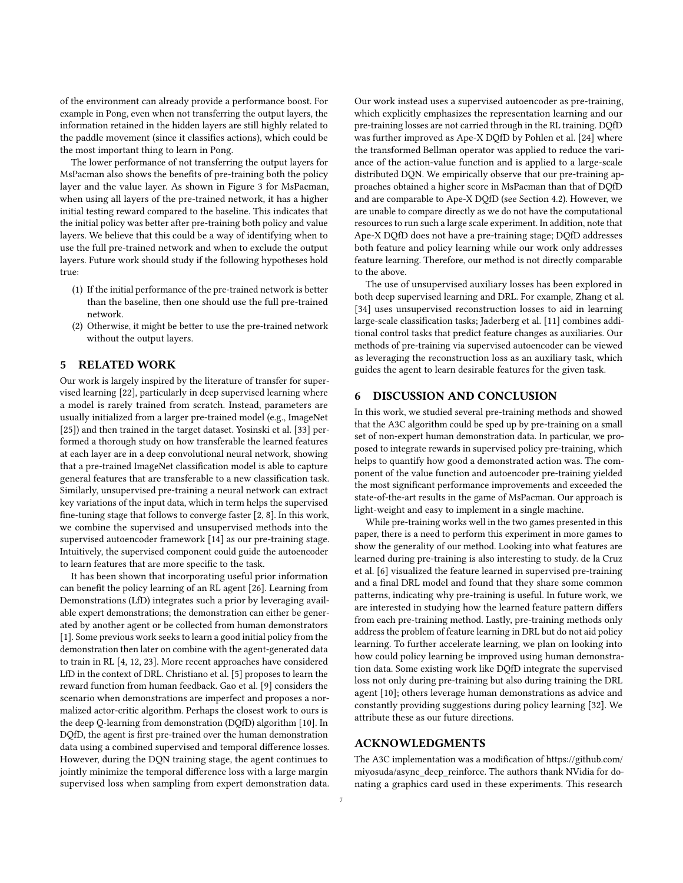of the environment can already provide a performance boost. For example in Pong, even when not transferring the output layers, the information retained in the hidden layers are still highly related to the paddle movement (since it classifies actions), which could be the most important thing to learn in Pong.

The lower performance of not transferring the output layers for MsPacman also shows the benefits of pre-training both the policy layer and the value layer. As shown in Figure 3 for MsPacman, when using all layers of the pre-trained network, it has a higher initial testing reward compared to the baseline. This indicates that the initial policy was better after pre-training both policy and value layers. We believe that this could be a way of identifying when to use the full pre-trained network and when to exclude the output layers. Future work should study if the following hypotheses hold true:

(1) If the initial performance of the pre-trained network is better than the baseline, then one should use the full pre-trained network.
(2) Otherwise, it might be better to use the pre-trained network without the output layers.

## 5 RELATED WORK

Our work is largely inspired by the literature of transfer for supervised learning [22], particularly in deep supervised learning where a model is rarely trained from scratch. Instead, parameters are usually initialized from a larger pre-trained model (e.g., ImageNet [25]) and then trained in the target dataset. Yosinski et al. [33] performed a thorough study on how transferable the learned features at each layer are in a deep convolutional neural network, showing that a pre-trained ImageNet classification model is able to capture general features that are transferable to a new classification task. Similarly, unsupervised pre-training a neural network can extract key variations of the input data, which in term helps the supervised fine-tuning stage that follows to converge faster [2, 8]. In this work, we combine the supervised and unsupervised methods into the supervised autoencoder framework [14] as our pre-training stage. Intuitively, the supervised component could guide the autoencoder to learn features that are more specific to the task.

It has been shown that incorporating useful prior information can benefit the policy learning of an RL agent [26]. Learning from Demonstrations (LfD) integrates such a prior by leveraging available expert demonstrations; the demonstration can either be generated by another agent or be collected from human demonstrators [1]. Some previous work seeks to learn a good initial policy from the demonstration then later on combine with the agent-generated data to train in RL [4, 12, 23]. More recent approaches have considered LfD in the context of DRL. Christiano et al. [5] proposes to learn the reward function from human feedback. Gao et al. [9] considers the scenario when demonstrations are imperfect and proposes a normalized actor-critic algorithm. Perhaps the closest work to ours is the deep Q-learning from demonstration (DQfD) algorithm [10]. In DQfD, the agent is first pre-trained over the human demonstration data using a combined supervised and temporal difference losses. However, during the DQN training stage, the agent continues to jointly minimize the temporal difference loss with a large margin supervised loss when sampling from expert demonstration data. Our work instead uses a supervised autoencoder as pre-training, which explicitly emphasizes the representation learning and our pre-training losses are not carried through in the RL training. DQfD was further improved as Ape-X DQfD by Pohlen et al. [24] where the transformed Bellman operator was applied to reduce the variance of the action-value function and is applied to a large-scale distributed DQN. We empirically observe that our pre-training approaches obtained a higher score in MsPacman than that of DQfD and are comparable to Ape-X DQfD (see Section 4.2). However, we are unable to compare directly as we do not have the computational resources to run such a large scale experiment. In addition, note that Ape-X DQfD does not have a pre-training stage; DQfD addresses both feature and policy learning while our work only addresses feature learning. Therefore, our method is not directly comparable to the above.

The use of unsupervised auxiliary losses has been explored in both deep supervised learning and DRL. For example, Zhang et al. [34] uses unsupervised reconstruction losses to aid in learning large-scale classification tasks; Jaderberg et al. [11] combines additional control tasks that predict feature changes as auxiliaries. Our methods of pre-training via supervised autoencoder can be viewed as leveraging the reconstruction loss as an auxiliary task, which guides the agent to learn desirable features for the given task.

## 6 DISCUSSION AND CONCLUSION

In this work, we studied several pre-training methods and showed that the A3C algorithm could be sped up by pre-training on a small set of non-expert human demonstration data. In particular, we proposed to integrate rewards in supervised policy pre-training, which helps to quantify how good a demonstrated action was. The component of the value function and autoencoder pre-training yielded the most significant performance improvements and exceeded the state-of-the-art results in the game of MsPacman. Our approach is light-weight and easy to implement in a single machine.

While pre-training works well in the two games presented in this paper, there is a need to perform this experiment in more games to show the generality of our method. Looking into what features are learned during pre-training is also interesting to study. de la Cruz et al. [6] visualized the feature learned in supervised pre-training and a final DRL model and found that they share some common patterns, indicating why pre-training is useful. In future work, we are interested in studying how the learned feature pattern differs from each pre-training method. Lastly, pre-training methods only address the problem of feature learning in DRL but do not aid policy learning. To further accelerate learning, we plan on looking into how could policy learning be improved using human demonstration data. Some existing work like DQfD integrate the supervised loss not only during pre-training but also during training the DRL agent [10]; others leverage human demonstrations as advice and constantly providing suggestions during policy learning [32]. We attribute these as our future directions.

## ACKNOWLEDGMENTS

The A3C implementation was a modification of https://github.com/miyosuda/async_deep_reinforce. The authors thank NVidia for donating a graphics card used in these experiments. This research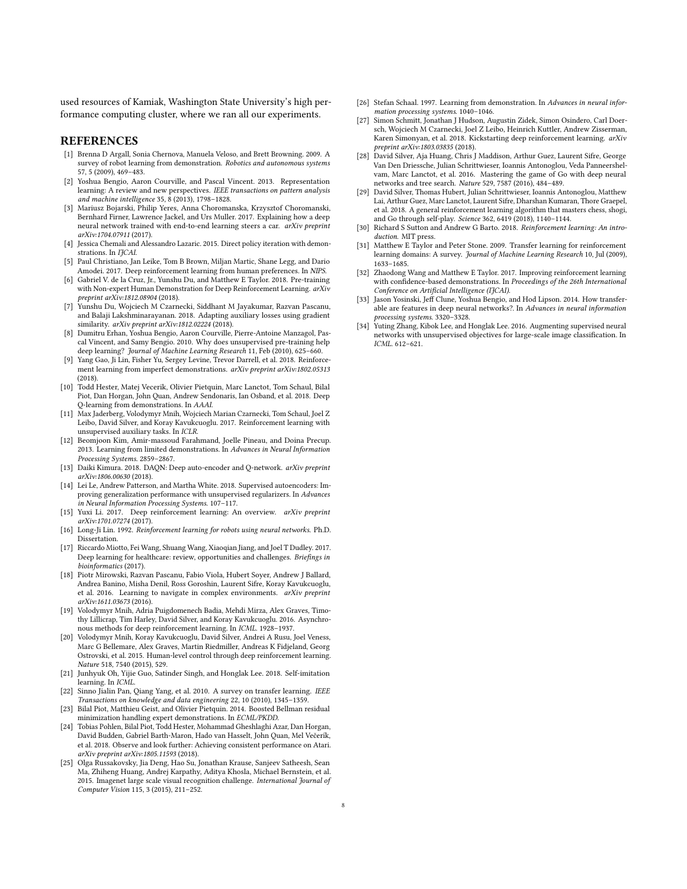used resources of Kamiak, Washington State University's high performance computing cluster, where we ran all our experiments.

## REFERENCES

[1] Brenna D Argall, Sonia Chernova, Manuela Veloso, and Brett Browning. 2009. A survey of robot learning from demonstration. *Robotics and autonomous systems* 57, 5 (2009), 469–483.

[2] Yoshua Bengio, Aaron Courville, and Pascal Vincent. 2013. Representation learning: A review and new perspectives. *IEEE transactions on pattern analysis and machine intelligence* 35, 8 (2013), 1798–1828.

[3] Mariusz Bojarski, Philip Yeres, Anna Choromanska, Krzysztof Choromanski, Bernhard Firner, Lawrence Jackel, and Urs Muller. 2017. Explaining how a deep neural network trained with end-to-end learning steers a car. *arXiv preprint arXiv:1704.07911* (2017).

[4] Jessica Chemali and Alessandro Lazaric. 2015. Direct policy iteration with demonstrations. In *IJCAI*.

[5] Paul Christiano, Jan Leike, Tom B Brown, Miljan Martic, Shane Legg, and Dario Amodei. 2017. Deep reinforcement learning from human preferences. In *NIPS*.

[6] Gabriel V. de la Cruz, Jr., Yunshu Du, and Matthew E Taylor. 2018. Pre-training with Non-expert Human Demonstration for Deep Reinforcement Learning. *arXiv preprint arXiv:1812.08904* (2018).

[7] Yunshu Du, Wojciech M Czarnecki, Siddhant M Jayakumar, Razvan Pascanu, and Balaji Lakshminarayanan. 2018. Adapting auxiliary losses using gradient similarity. *arXiv preprint arXiv:1812.02224* (2018).

[8] Dumitru Erhan, Yoshua Bengio, Aaron Courville, Pierre-Antoine Manzagol, Pascal Vincent, and Samy Bengio. 2010. Why does unsupervised pre-training help deep learning? *Journal of Machine Learning Research* 11, Feb (2010), 625–660.

[9] Yang Gao, Ji Lin, Fisher Yu, Sergey Levine, Trevor Darrell, et al. 2018. Reinforcement learning from imperfect demonstrations. *arXiv preprint arXiv:1802.05313* (2018).

[10] Todd Hester, Matej Vecerik, Olivier Pietquin, Marc Lanctot, Tom Schaul, Bilal Piot, Dan Horgan, John Quan, Andrew Sendonaris, Ian Osband, et al. 2018. Deep Q-learning from demonstrations. In *AAAI*.

[11] Max Jaderberg, Volodymyr Mnih, Wojciech Marian Czarnecki, Tom Schaul, Joel Z Leibo, David Silver, and Koray Kavukcuoglu. 2017. Reinforcement learning with unsupervised auxiliary tasks. In *ICLR*.

[12] Beomjoon Kim, Amir-massoud Farahmand, Joelle Pineau, and Doina Precup. 2013. Learning from limited demonstrations. In *Advances in Neural Information Processing Systems*. 2859–2867.

[13] Daiki Kimura. 2018. DAQN: Deep auto-encoder and Q-network. *arXiv preprint arXiv:1806.00630* (2018).

[14] Lei Le, Andrew Patterson, and Martha White. 2018. Supervised autoencoders: Improving generalization performance with unsupervised regularizers. In *Advances in Neural Information Processing Systems*. 107–117.

[15] Yuxi Li. 2017. Deep reinforcement learning: An overview. *arXiv preprint arXiv:1701.07274* (2017).

[16] Long-Ji Lin. 1992. *Reinforcement learning for robots using neural networks*. Ph.D. Dissertation.

[17] Riccardo Miotto, Fei Wang, Shuang Wang, Xiaoqian Jiang, and Joel T Dudley. 2017. Deep learning for healthcare: review, opportunities and challenges. *Briefings in bioinformatics* (2017).

[18] Piotr Mirowski, Razvan Pascanu, Fabio Viola, Hubert Soyer, Andrew J Ballard, Andrea Banino, Misha Denil, Ross Goroshin, Laurent Sifre, Koray Kavukcuoglu, et al. 2016. Learning to navigate in complex environments. *arXiv preprint arXiv:1611.03673* (2016).

[19] Volodymyr Mnih, Adria Puigdomenech Badia, Mehdi Mirza, Alex Graves, Timothy Lillicrap, Tim Harley, David Silver, and Koray Kavukcuoglu. 2016. Asynchronous methods for deep reinforcement learning. In *ICML*. 1928–1937.

[20] Volodymyr Mnih, Koray Kavukcuoglu, David Silver, Andrei A Rusu, Joel Veness, Marc G Bellemare, Alex Graves, Martin Riedmiller, Andreas K Fidjeland, Georg Ostrovski, et al. 2015. Human-level control through deep reinforcement learning. *Nature* 518, 7540 (2015), 529.

[21] Junhyuk Oh, Yijie Guo, Satinder Singh, and Honglak Lee. 2018. Self-imitation learning. In *ICML*.

[22] Sinno Jialin Pan, Qiang Yang, et al. 2010. A survey on transfer learning. *IEEE Transactions on knowledge and data engineering* 22, 10 (2010), 1345–1359.

[23] Bilal Piot, Matthieu Geist, and Olivier Pietquin. 2014. Boosted Bellman residual minimization handling expert demonstrations. In *ECML/PKDD*.

[24] Tobias Pohlen, Bilal Piot, Todd Hester, Mohammad Gheshlaghi Azar, Dan Horgan, David Budden, Gabriel Barth-Maron, Hado van Hasselt, John Quan, Mel Večerík, et al. 2018. Observe and look further: Achieving consistent performance on Atari. *arXiv preprint arXiv:1805.11593* (2018).

[25] Olga Russakovsky, Jia Deng, Hao Su, Jonathan Krause, Sanjeev Satheesh, Sean Ma, Zhiheng Huang, Andrej Karpathy, Aditya Khosla, Michael Bernstein, et al. 2015. Imagenet large scale visual recognition challenge. *International Journal of Computer Vision* 115, 3 (2015), 211–252.

[26] Stefan Schaal. 1997. Learning from demonstration. In *Advances in neural information processing systems*. 1040–1046.

[27] Simon Schmitt, Jonathan J Hudson, Augustin Zidek, Simon Osindero, Carl Doersch, Wojciech M Czarnecki, Joel Z Leibo, Heinrich Kuttler, Andrew Zisserman, Karen Simonyan, et al. 2018. Kickstarting deep reinforcement learning. *arXiv preprint arXiv:1803.03835* (2018).

[28] David Silver, Aja Huang, Chris J Maddison, Arthur Guez, Laurent Sifre, George Van Den Driessche, Julian Schrittwieser, Ioannis Antonoglou, Veda Panneershelvam, Marc Lanctot, et al. 2016. Mastering the game of Go with deep neural networks and tree search. *Nature* 529, 7587 (2016), 484–489.

[29] David Silver, Thomas Hubert, Julian Schrittwieser, Ioannis Antonoglou, Matthew Lai, Arthur Guez, Marc Lanctot, Laurent Sifre, Dharshan Kumaran, Thore Graepel, et al. 2018. A general reinforcement learning algorithm that masters chess, shogi, and Go through self-play. *Science* 362, 6419 (2018), 1140–1144.

[30] Richard S Sutton and Andrew G Barto. 2018. *Reinforcement learning: An introduction*. MIT press.

[31] Matthew E Taylor and Peter Stone. 2009. Transfer learning for reinforcement learning domains: A survey. *Journal of Machine Learning Research* 10, Jul (2009), 1633–1685.

[32] Zhaodong Wang and Matthew E Taylor. 2017. Improving reinforcement learning with confidence-based demonstrations. In *Proceedings of the 26th International Conference on Artificial Intelligence (IJCAI)*.

[33] Jason Yosinski, Jeff Clune, Yoshua Bengio, and Hod Lipson. 2014. How transferable are features in deep neural networks?. In *Advances in neural information processing systems*. 3320–3328.

[34] Yuting Zhang, Kibok Lee, and Honglak Lee. 2016. Augmenting supervised neural networks with unsupervised objectives for large-scale image classification. In *ICML*. 612–621.